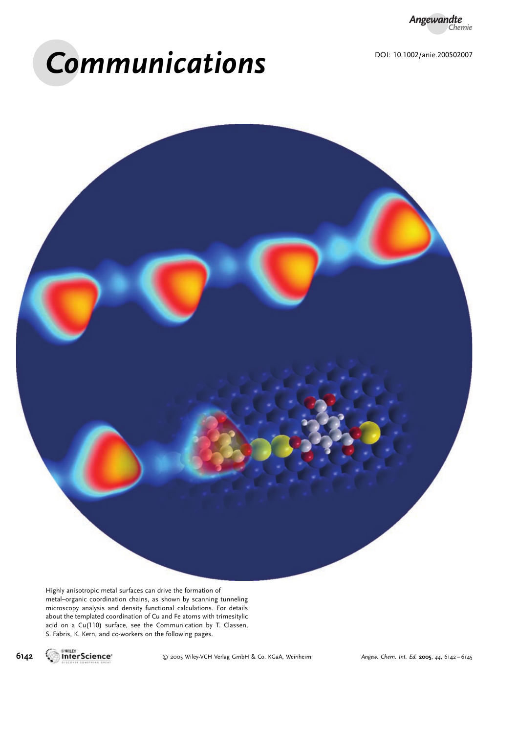# Communications

DOI: 10.1002/anie.200502007

Highly anisotropic metal surfaces can drive the formation of metal–organic coordination chains, as shown by scanning tunneling microscopy analysis and density functional calculations. For details about the templated coordination of Cu and Fe atoms with trimesitylic acid on a Cu(110) surface, see the Communication by T. Classen, S. Fabris, K. Kern, and co-workers on the following pages.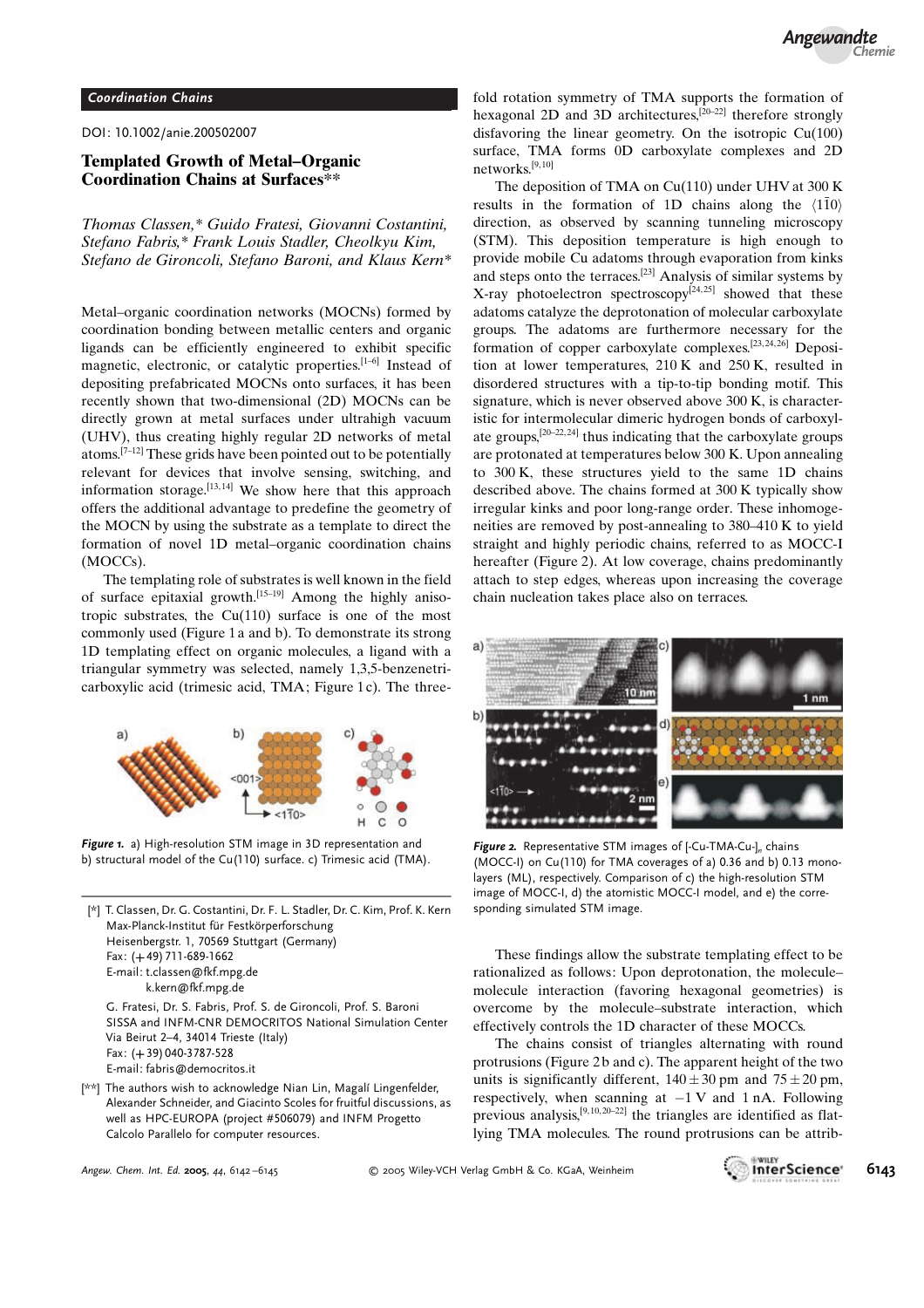## Coordination Chains

DOI: 10.1002/anie.200502007

# Templated Growth of Metal–Organic Coordination Chains at Surfaces**

*Thomas Classen,* Guido Fratesi, Giovanni Costantini, Stefano Fabris,* Frank Louis Stadler, Cheolkyu Kim, Stefano de Gironcoli, Stefano Baroni, and Klaus Kern**

Metal–organic coordination networks (MOCNs) formed by coordination bonding between metallic centers and organic ligands can be efficiently engineered to exhibit specific magnetic, electronic, or catalytic properties.[1–6] Instead of depositing prefabricated MOCNs onto surfaces, it has been recently shown that two-dimensional (2D) MOCNs can be directly grown at metal surfaces under ultrahigh vacuum (UHV), thus creating highly regular 2D networks of metal atoms.[7–12] These grids have been pointed out to be potentially relevant for devices that involve sensing, switching, and information storage.[13,14] We show here that this approach offers the additional advantage to predefine the geometry of the MOCN by using the substrate as a template to direct the formation of novel 1D metal–organic coordination chains (MOCCs).

The templating role of substrates is well known in the field of surface epitaxial growth.[15–19] Among the highly anisotropic substrates, the Cu(110) surface is one of the most commonly used (Figure 1a and b). To demonstrate its strong 1D templating effect on organic molecules, a ligand with a triangular symmetry was selected, namely 1,3,5-benzenetricarboxylic acid (trimesic acid, TMA; Figure 1c). The three-fold rotation symmetry of TMA supports the formation of hexagonal 2D and 3D architectures,[20–22] therefore strongly disfavoring the linear geometry. On the isotropic Cu(100) surface, TMA forms 0D carboxylate complexes and 2D networks.[9,10]

**Figure 1.** a) High-resolution STM image in 3D representation and b) structural model of the Cu(110) surface. c) Trimesic acid (TMA).

The deposition of TMA on Cu(110) under UHV at 300 K results in the formation of 1D chains along the $\langle 1\bar{1}0 \rangle$ direction, as observed by scanning tunneling microscopy (STM). This deposition temperature is high enough to provide mobile Cu adatoms through evaporation from kinks and steps onto the terraces.[23] Analysis of similar systems by X-ray photoelectron spectroscopy[24,25] showed that these adatoms catalyze the deprotonation of molecular carboxylate groups. The adatoms are furthermore necessary for the formation of copper carboxylate complexes.[23,24,26] Deposition at lower temperatures, 210 K and 250 K, resulted in disordered structures with a tip-to-tip bonding motif. This signature, which is never observed above 300 K, is characteristic for intermolecular dimeric hydrogen bonds of carboxylate groups,[20–22,24] thus indicating that the carboxylate groups are protonated at temperatures below 300 K. Upon annealing to 300 K, these structures yield to the same 1D chains described above. The chains formed at 300 K typically show irregular kinks and poor long-range order. These inhomogeneities are removed by post-annealing to 380–410 K to yield straight and highly periodic chains, referred to as MOCC-I hereafter (Figure 2). At low coverage, chains predominantly attach to step edges, whereas upon increasing the coverage chain nucleation takes place also on terraces.

**Figure 2.** Representative STM images of [-Cu-TMA-Cu-]$_n$ chains (MOCC-I) on Cu(110) for TMA coverages of a) 0.36 and b) 0.13 monolayers (ML), respectively. Comparison of c) the high-resolution STM image of MOCC-I, d) the atomistic MOCC-I model, and e) the corresponding simulated STM image.

These findings allow the substrate templating effect to be rationalized as follows: Upon deprotonation, the molecule–molecule interaction (favoring hexagonal geometries) is overcome by the molecule–substrate interaction, which effectively controls the 1D character of these MOCCs.

The chains consist of triangles alternating with round protrusions (Figure 2b and c). The apparent height of the two units is significantly different, $140 \pm 30$ pm and $75 \pm 20$ pm, respectively, when scanning at $-1$ V and 1 nA. Following previous analysis,[9,10,20–22] the triangles are identified as flat-lying TMA molecules. The round protrusions can be attrib-

[*] T. Classen, Dr. G. Costantini, Dr. F. L. Stadler, Dr. C. Kim, Prof. K. Kern
Max-Planck-Institut für Festkörperforschung
Heisenbergstr. 1, 70569 Stuttgart (Germany)
Fax: (+49) 711-689-1662
E-mail: t.classen@fkf.mpg.de
k.kern@fkf.mpg.de

G. Fratesi, Dr. S. Fabris, Prof. S. de Gironcoli, Prof. S. Baroni
SISSA and INFM-CNR DEMOCRITOS National Simulation Center
Via Beirut 2–4, 34014 Trieste (Italy)
Fax: (+39) 040-3787-528
E-mail: fabris@democritos.it

[**] The authors wish to acknowledge Nian Lin, Magalí Lingenfelder, Alexander Schneider, and Giacinto Scoles for fruitful discussions, as well as HPC-EUROPA (project #506079) and INFM Progetto Calcolo Parallelo for computer resources.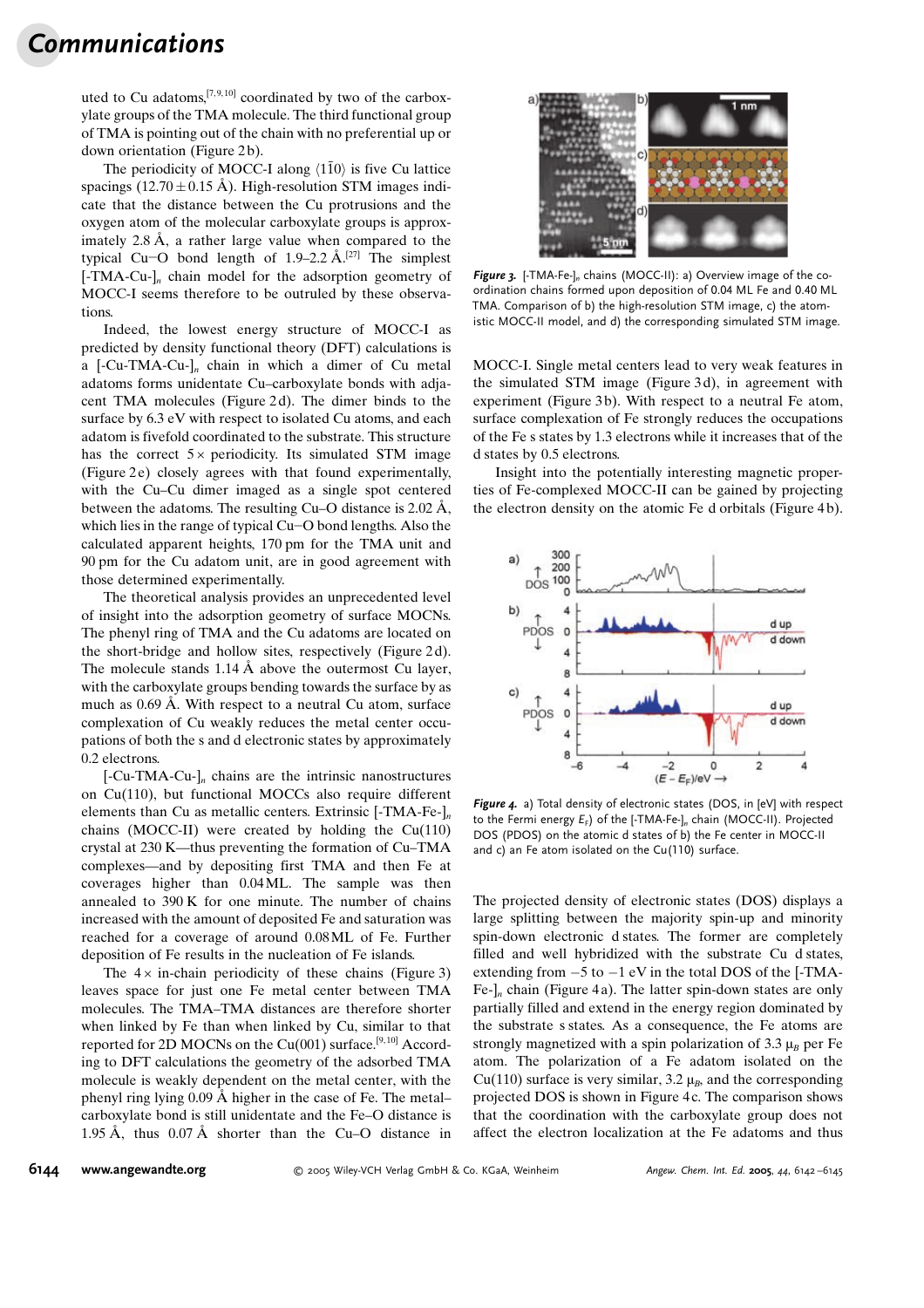uted to Cu adatoms,[7,9,10] coordinated by two of the carboxylate groups of the TMA molecule. The third functional group of TMA is pointing out of the chain with no preferential up or down orientation (Figure 2b).

The periodicity of MOCC-I along $\langle 1\bar{1}0 \rangle$ is five Cu lattice spacings ($12.70 \pm 0.15$ Å). High-resolution STM images indicate that the distance between the Cu protrusions and the oxygen atom of the molecular carboxylate groups is approximately 2.8 Å, a rather large value when compared to the typical Cu−O bond length of 1.9–2.2 Å.[27] The simplest [-TMA-Cu-]$_n$ chain model for the adsorption geometry of MOCC-I seems therefore to be outruled by these observations.

Indeed, the lowest energy structure of MOCC-I as predicted by density functional theory (DFT) calculations is a [-Cu-TMA-Cu-]$_n$ chain in which a dimer of Cu metal adatoms forms unidentate Cu–carboxylate bonds with adjacent TMA molecules (Figure 2d). The dimer binds to the surface by 6.3 eV with respect to isolated Cu atoms, and each adatom is fivefold coordinated to the substrate. This structure has the correct 5× periodicity. Its simulated STM image (Figure 2e) closely agrees with that found experimentally, with the Cu–Cu dimer imaged as a single spot centered between the adatoms. The resulting Cu–O distance is 2.02 Å, which lies in the range of typical Cu−O bond lengths. Also the calculated apparent heights, 170 pm for the TMA unit and 90 pm for the Cu adatom unit, are in good agreement with those determined experimentally.

The theoretical analysis provides an unprecedented level of insight into the adsorption geometry of surface MOCNs. The phenyl ring of TMA and the Cu adatoms are located on the short-bridge and hollow sites, respectively (Figure 2d). The molecule stands 1.14 Å above the outermost Cu layer, with the carboxylate groups bending towards the surface by as much as 0.69 Å. With respect to a neutral Cu atom, surface complexation of Cu weakly reduces the metal center occupations of both the s and d electronic states by approximately 0.2 electrons.

[-Cu-TMA-Cu-]$_n$ chains are the intrinsic nanostructures on Cu(110), but functional MOCCs also require different elements than Cu as metallic centers. Extrinsic [-TMA-Fe-]$_n$ chains (MOCC-II) were created by holding the Cu(110) crystal at 230 K—thus preventing the formation of Cu–TMA complexes—and by depositing first TMA and then Fe at coverages higher than 0.04 ML. The sample was then annealed to 390 K for one minute. The number of chains increased with the amount of deposited Fe and saturation was reached for a coverage of around 0.08 ML of Fe. Further deposition of Fe results in the nucleation of Fe islands.

The 4× in-chain periodicity of these chains (Figure 3) leaves space for just one Fe metal center between TMA molecules. The TMA–TMA distances are therefore shorter when linked by Fe than when linked by Cu, similar to that reported for 2D MOCNs on the Cu(001) surface.[9,10] According to DFT calculations the geometry of the adsorbed TMA molecule is weakly dependent on the metal center, with the phenyl ring lying 0.09 Å higher in the case of Fe. The metal–carboxylate bond is still unidentate and the Fe–O distance is 1.95 Å, thus 0.07 Å shorter than the Cu–O distance in MOCC-I. Single metal centers lead to very weak features in the simulated STM image (Figure 3d), in agreement with experiment (Figure 3b). With respect to a neutral Fe atom, surface complexation of Fe strongly reduces the occupations of the Fe s states by 1.3 electrons while it increases that of the d states by 0.5 electrons.

**Figure 3.** [-TMA-Fe-]$_n$ chains (MOCC-II): a) Overview image of the coordination chains formed upon deposition of 0.04 ML Fe and 0.40 ML TMA. Comparison of b) the high-resolution STM image, c) the atomistic MOCC-II model, and d) the corresponding simulated STM image.

Insight into the potentially interesting magnetic properties of Fe-complexed MOCC-II can be gained by projecting the electron density on the atomic Fe d orbitals (Figure 4b).

**Figure 4.** a) Total density of electronic states (DOS, in [eV] with respect to the Fermi energy $E_F$) of the [-TMA-Fe-]$_n$ chain (MOCC-II). Projected DOS (PDOS) on the atomic d states of b) the Fe center in MOCC-II and c) an Fe atom isolated on the Cu(110) surface.

The projected density of electronic states (DOS) displays a large splitting between the majority spin-up and minority spin-down electronic d states. The former are completely filled and well hybridized with the substrate Cu d states, extending from −5 to −1 eV in the total DOS of the [-TMA-Fe-]$_n$ chain (Figure 4a). The latter spin-down states are only partially filled and extend in the energy region dominated by the substrate s states. As a consequence, the Fe atoms are strongly magnetized with a spin polarization of 3.3 $\mu_B$ per Fe atom. The polarization of a Fe adatom isolated on the Cu(110) surface is very similar, 3.2 $\mu_B$, and the corresponding projected DOS is shown in Figure 4c. The comparison shows that the coordination with the carboxylate group does not affect the electron localization at the Fe adatoms and thus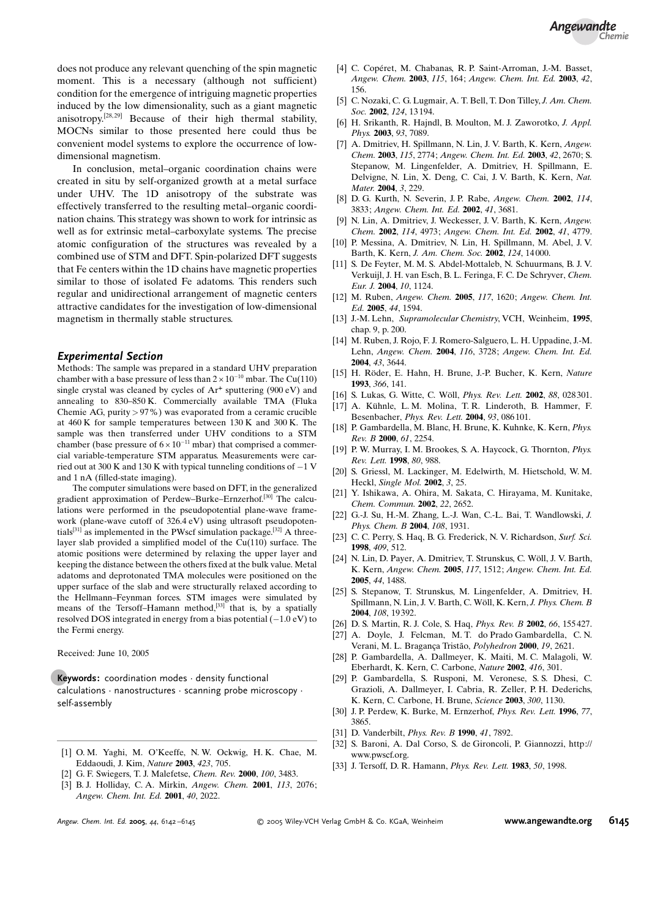does not produce any relevant quenching of the spin magnetic moment. This is a necessary (although not sufficient) condition for the emergence of intriguing magnetic properties induced by the low dimensionality, such as a giant magnetic anisotropy.[28,29] Because of their high thermal stability, MOCNs similar to those presented here could thus be convenient model systems to explore the occurrence of low-dimensional magnetism.

In conclusion, metal–organic coordination chains were created in situ by self-organized growth at a metal surface under UHV. The 1D anisotropy of the substrate was effectively transferred to the resulting metal–organic coordination chains. This strategy was shown to work for intrinsic as well as for extrinsic metal–carboxylate systems. The precise atomic configuration of the structures was revealed by a combined use of STM and DFT. Spin-polarized DFT suggests that Fe centers within the 1D chains have magnetic properties similar to those of isolated Fe adatoms. This renders such regular and unidirectional arrangement of magnetic centers attractive candidates for the investigation of low-dimensional magnetism in thermally stable structures.

## Experimental Section

Methods: The sample was prepared in a standard UHV preparation chamber with a base pressure of less than $2\times10^{-10}$ mbar. The Cu(110) single crystal was cleaned by cycles of $Ar^{+}$ sputtering (900 eV) and annealing to 830–850 K. Commercially available TMA (Fluka Chemie AG, purity > 97%) was evaporated from a ceramic crucible at 460 K for sample temperatures between 130 K and 300 K. The sample was then transferred under UHV conditions to a STM chamber (base pressure of $6\times10^{-11}$ mbar) that comprised a commercial variable-temperature STM apparatus. Measurements were carried out at 300 K and 130 K with typical tunneling conditions of −1 V and 1 nA (filled-state imaging).

The computer simulations were based on DFT, in the generalized gradient approximation of Perdew–Burke–Ernzerhof.[30] The calculations were performed in the pseudopotential plane-wave framework (plane-wave cutoff of 326.4 eV) using ultrasoft pseudopotentials[31] as implemented in the PWscf simulation package.[32] A three-layer slab provided a simplified model of the Cu(110) surface. The atomic positions were determined by relaxing the upper layer and keeping the distance between the others fixed at the bulk value. Metal adatoms and deprotonated TMA molecules were positioned on the upper surface of the slab and were structurally relaxed according to the Hellmann–Feynman forces. STM images were simulated by means of the Tersoff–Hamann method,[33] that is, by a spatially resolved DOS integrated in energy from a bias potential (−1.0 eV) to the Fermi energy.

Received: June 10, 2005

**Keywords:** coordination modes · density functional calculations · nanostructures · scanning probe microscopy · self-assembly

[1] O. M. Yaghi, M. O'Keeffe, N. W. Ockwig, H. K. Chae, M. Eddaoudi, J. Kim, *Nature* **2003**, *423*, 705.
[2] G. F. Swiegers, T. J. Malefetse, *Chem. Rev.* **2000**, *100*, 3483.
[3] B. J. Holliday, C. A. Mirkin, *Angew. Chem.* **2001**, *113*, 2076; *Angew. Chem. Int. Ed.* **2001**, *40*, 2022.
[4] C. Copéret, M. Chabanas, R. P. Saint-Arroman, J.-M. Basset, *Angew. Chem.* **2003**, *115*, 164; *Angew. Chem. Int. Ed.* **2003**, *42*, 156.
[5] C. Nozaki, C. G. Lugmair, A. T. Bell, T. Don Tilley, *J. Am. Chem. Soc.* **2002**, *124*, 13194.
[6] H. Srikanth, R. Hajndl, B. Moulton, M. J. Zaworotko, *J. Appl. Phys.* **2003**, *93*, 7089.
[7] A. Dmitriev, H. Spillmann, N. Lin, J. V. Barth, K. Kern, *Angew. Chem.* **2003**, *115*, 2774; *Angew. Chem. Int. Ed.* **2003**, *42*, 2670; S. Stepanow, M. Lingenfelder, A. Dmitriev, H. Spillmann, E. Delvigne, N. Lin, X. Deng, C. Cai, J. V. Barth, K. Kern, *Nat. Mater.* **2004**, *3*, 229.
[8] D. G. Kurth, N. Severin, J. P. Rabe, *Angew. Chem.* **2002**, *114*, 3833; *Angew. Chem. Int. Ed.* **2002**, *41*, 3681.
[9] N. Lin, A. Dmitriev, J. Weckesser, J. V. Barth, K. Kern, *Angew. Chem.* **2002**, *114*, 4973; *Angew. Chem. Int. Ed.* **2002**, *41*, 4779.
[10] P. Messina, A. Dmitriev, N. Lin, H. Spillmann, M. Abel, J. V. Barth, K. Kern, *J. Am. Chem. Soc.* **2002**, *124*, 14000.
[11] S. De Feyter, M. M. S. Abdel-Mottaleb, N. Schuurmans, B. J. V. Verkuijl, J. H. van Esch, B. L. Feringa, F. C. De Schryver, *Chem. Eur. J.* **2004**, *10*, 1124.
[12] M. Ruben, *Angew. Chem.* **2005**, *117*, 1620; *Angew. Chem. Int. Ed.* **2005**, *44*, 1594.
[13] J.-M. Lehn, *Supramolecular Chemistry*, VCH, Weinheim, **1995**, chap. 9, p. 200.
[14] M. Ruben, J. Rojo, F. J. Romero-Salguero, L. H. Uppadine, J.-M. Lehn, *Angew. Chem.* **2004**, *116*, 3728; *Angew. Chem. Int. Ed.* **2004**, *43*, 3644.
[15] H. Röder, E. Hahn, H. Brune, J.-P. Bucher, K. Kern, *Nature* **1993**, *366*, 141.
[16] S. Lukas, G. Witte, C. Wöll, *Phys. Rev. Lett.* **2002**, *88*, 028301.
[17] A. Kühnle, L. M. Molina, T. R. Linderoth, B. Hammer, F. Besenbacher, *Phys. Rev. Lett.* **2004**, *93*, 086101.
[18] P. Gambardella, M. Blanc, H. Brune, K. Kuhnke, K. Kern, *Phys. Rev. B* **2000**, *61*, 2254.
[19] P. W. Murray, I. M. Brookes, S. A. Haycock, G. Thornton, *Phys. Rev. Lett.* **1998**, *80*, 988.
[20] S. Griessl, M. Lackinger, M. Edelwirth, M. Hietschold, W. M. Heckl, *Single Mol.* **2002**, *3*, 25.
[21] Y. Ishikawa, A. Ohira, M. Sakata, C. Hirayama, M. Kunitake, *Chem. Commun.* **2002**, *22*, 2652.
[22] G.-J. Su, H.-M. Zhang, L.-J. Wan, C.-L. Bai, T. Wandlowski, *J. Phys. Chem. B* **2004**, *108*, 1931.
[23] C. C. Perry, S. Haq, B. G. Frederick, N. V. Richardson, *Surf. Sci.* **1998**, *409*, 512.
[24] N. Lin, D. Payer, A. Dmitriev, T. Strunskus, C. Wöll, J. V. Barth, K. Kern, *Angew. Chem.* **2005**, *117*, 1512; *Angew. Chem. Int. Ed.* **2005**, *44*, 1488.
[25] S. Stepanow, T. Strunskus, M. Lingenfelder, A. Dmitriev, H. Spillmann, N. Lin, J. V. Barth, C. Wöll, K. Kern, *J. Phys. Chem. B* **2004**, *108*, 19392.
[26] D. S. Martin, R. J. Cole, S. Haq, *Phys. Rev. B* **2002**, *66*, 155427.
[27] A. Doyle, J. Felcman, M. T. do Prado Gambardella, C. N. Verani, M. L. Bragança Tristão, *Polyhedron* **2000**, *19*, 2621.
[28] P. Gambardella, A. Dallmeyer, K. Maiti, M. C. Malagoli, W. Eberhardt, K. Kern, C. Carbone, *Nature* **2002**, *416*, 301.
[29] P. Gambardella, S. Rusponi, M. Veronese, S. S. Dhesi, C. Grazioli, A. Dallmeyer, I. Cabria, R. Zeller, P. H. Dederichs, K. Kern, C. Carbone, H. Brune, *Science* **2003**, *300*, 1130.
[30] J. P. Perdew, K. Burke, M. Ernzerhof, *Phys. Rev. Lett.* **1996**, *77*, 3865.
[31] D. Vanderbilt, *Phys. Rev. B* **1990**, *41*, 7892.
[32] S. Baroni, A. Dal Corso, S. de Gironcoli, P. Giannozzi, http://www.pwscf.org.
[33] J. Tersoff, D. R. Hamann, *Phys. Rev. Lett.* **1983**, *50*, 1998.